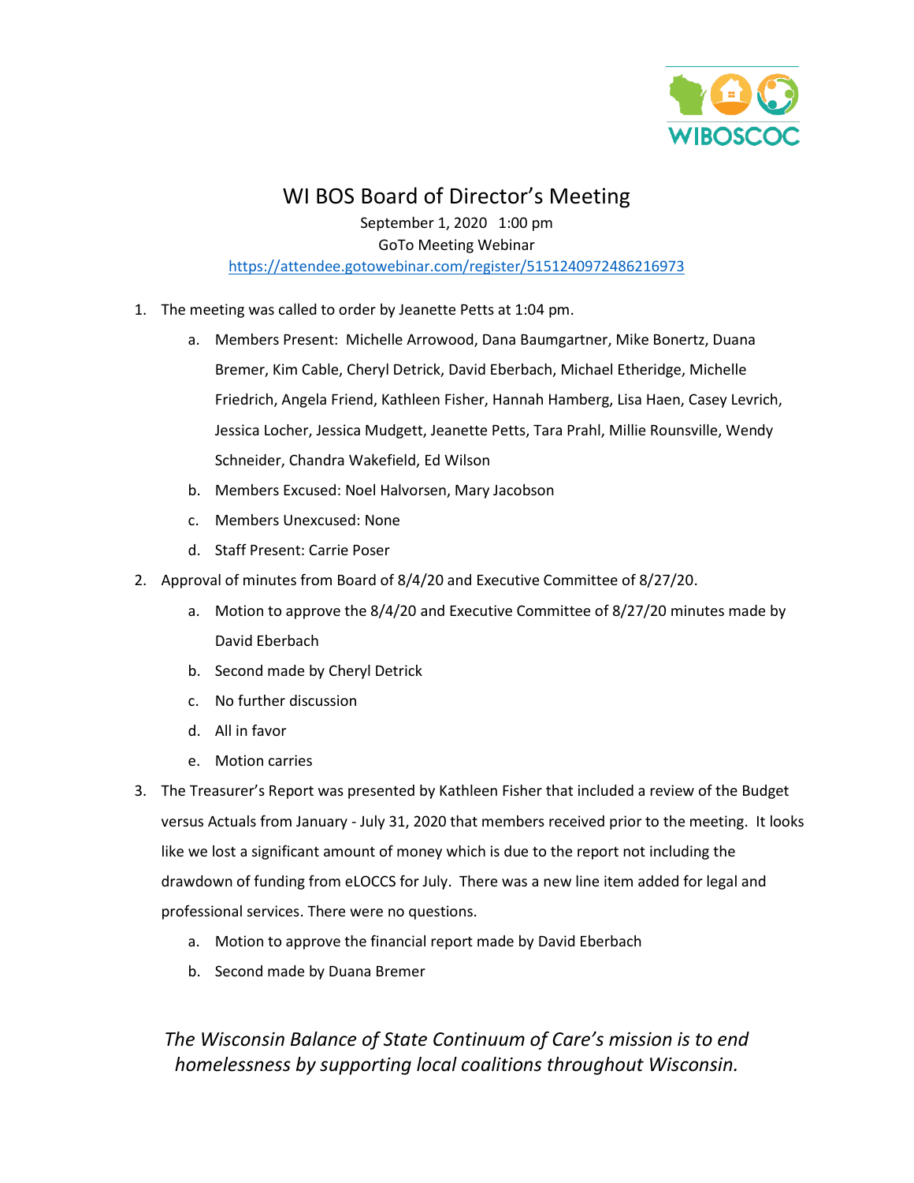# WI BOS Board of Director's Meeting

September 1, 2020 1:00 pm
GoTo Meeting Webinar
https://attendee.gotowebinar.com/register/5151240972486216973

1. The meeting was called to order by Jeanette Petts at 1:04 pm.
   a. Members Present: Michelle Arrowood, Dana Baumgartner, Mike Bonertz, Duana Bremer, Kim Cable, Cheryl Detrick, David Eberbach, Michael Etheridge, Michelle Friedrich, Angela Friend, Kathleen Fisher, Hannah Hamberg, Lisa Haen, Casey Levrich, Jessica Locher, Jessica Mudgett, Jeanette Petts, Tara Prahl, Millie Rounsville, Wendy Schneider, Chandra Wakefield, Ed Wilson
   b. Members Excused: Noel Halvorsen, Mary Jacobson
   c. Members Unexcused: None
   d. Staff Present: Carrie Poser
2. Approval of minutes from Board of 8/4/20 and Executive Committee of 8/27/20.
   a. Motion to approve the 8/4/20 and Executive Committee of 8/27/20 minutes made by David Eberbach
   b. Second made by Cheryl Detrick
   c. No further discussion
   d. All in favor
   e. Motion carries
3. The Treasurer's Report was presented by Kathleen Fisher that included a review of the Budget versus Actuals from January - July 31, 2020 that members received prior to the meeting. It looks like we lost a significant amount of money which is due to the report not including the drawdown of funding from eLOCCS for July. There was a new line item added for legal and professional services. There were no questions.
   a. Motion to approve the financial report made by David Eberbach
   b. Second made by Duana Bremer

*The Wisconsin Balance of State Continuum of Care's mission is to end homelessness by supporting local coalitions throughout Wisconsin.*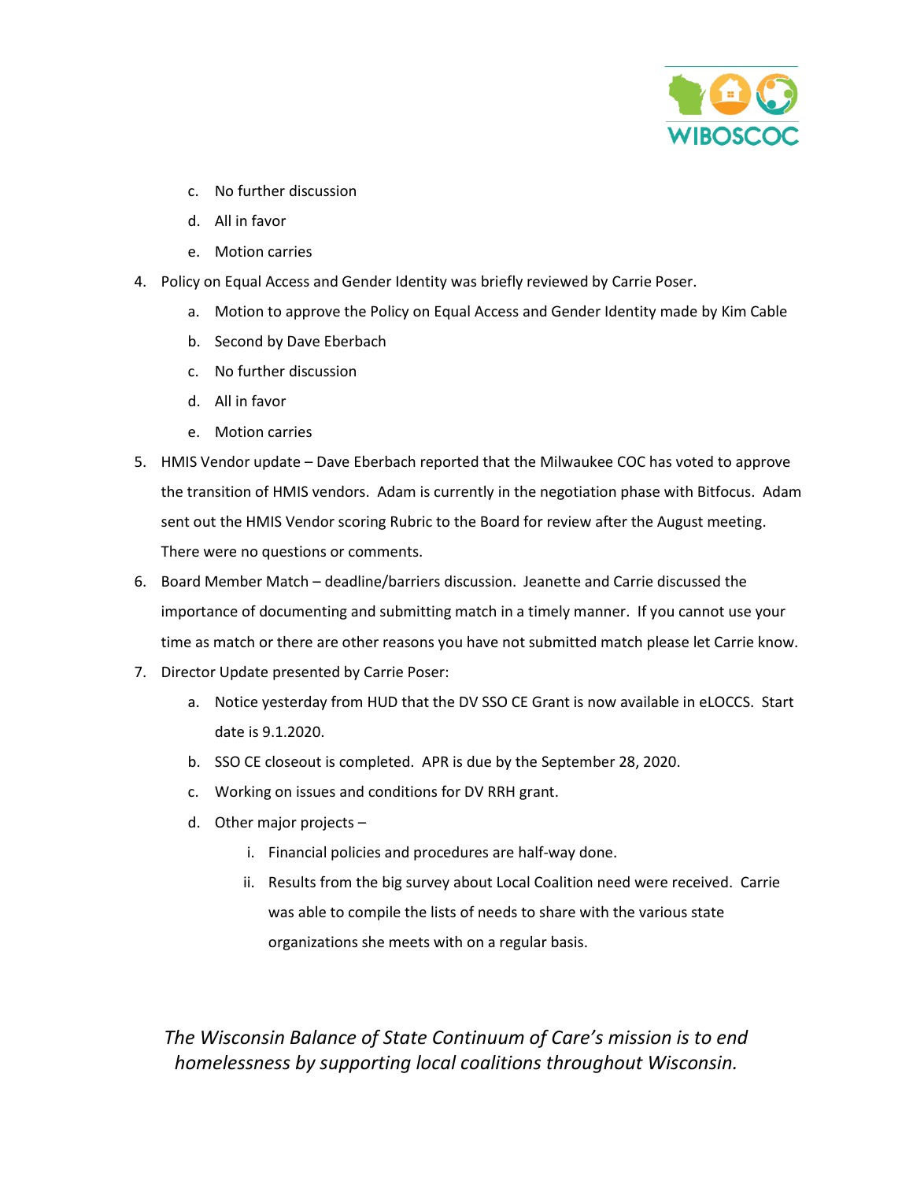c. No further discussion

   d. All in favor

   e. Motion carries

4. Policy on Equal Access and Gender Identity was briefly reviewed by Carrie Poser.
   a. Motion to approve the Policy on Equal Access and Gender Identity made by Kim Cable
   b. Second by Dave Eberbach
   c. No further discussion
   d. All in favor
   e. Motion carries
5. HMIS Vendor update – Dave Eberbach reported that the Milwaukee COC has voted to approve the transition of HMIS vendors. Adam is currently in the negotiation phase with Bitfocus. Adam sent out the HMIS Vendor scoring Rubric to the Board for review after the August meeting. There were no questions or comments.
6. Board Member Match – deadline/barriers discussion. Jeanette and Carrie discussed the importance of documenting and submitting match in a timely manner. If you cannot use your time as match or there are other reasons you have not submitted match please let Carrie know.
7. Director Update presented by Carrie Poser:
   a. Notice yesterday from HUD that the DV SSO CE Grant is now available in eLOCCS. Start date is 9.1.2020.
   b. SSO CE closeout is completed. APR is due by the September 28, 2020.
   c. Working on issues and conditions for DV RRH grant.
   d. Other major projects –
      i. Financial policies and procedures are half-way done.
      ii. Results from the big survey about Local Coalition need were received. Carrie was able to compile the lists of needs to share with the various state organizations she meets with on a regular basis.

*The Wisconsin Balance of State Continuum of Care's mission is to end homelessness by supporting local coalitions throughout Wisconsin.*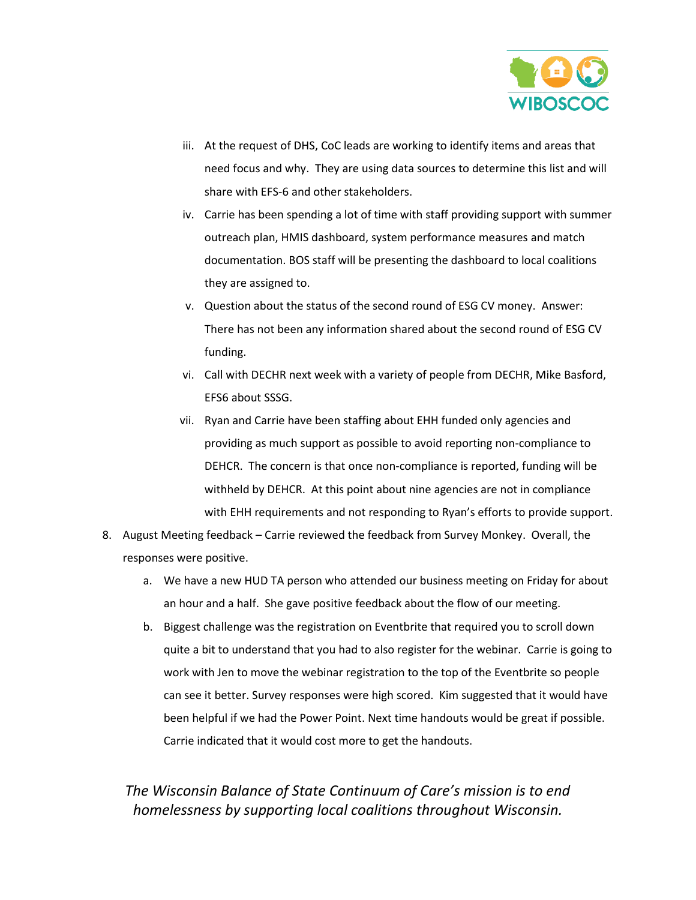iii. At the request of DHS, CoC leads are working to identify items and areas that need focus and why. They are using data sources to determine this list and will share with EFS-6 and other stakeholders.

iv. Carrie has been spending a lot of time with staff providing support with summer outreach plan, HMIS dashboard, system performance measures and match documentation. BOS staff will be presenting the dashboard to local coalitions they are assigned to.

v. Question about the status of the second round of ESG CV money. Answer: There has not been any information shared about the second round of ESG CV funding.

vi. Call with DECHR next week with a variety of people from DECHR, Mike Basford, EFS6 about SSSG.

vii. Ryan and Carrie have been staffing about EHH funded only agencies and providing as much support as possible to avoid reporting non-compliance to DEHCR. The concern is that once non-compliance is reported, funding will be withheld by DEHCR. At this point about nine agencies are not in compliance with EHH requirements and not responding to Ryan's efforts to provide support.

8. August Meeting feedback – Carrie reviewed the feedback from Survey Monkey. Overall, the responses were positive.
   a. We have a new HUD TA person who attended our business meeting on Friday for about an hour and a half. She gave positive feedback about the flow of our meeting.
   b. Biggest challenge was the registration on Eventbrite that required you to scroll down quite a bit to understand that you had to also register for the webinar. Carrie is going to work with Jen to move the webinar registration to the top of the Eventbrite so people can see it better. Survey responses were high scored. Kim suggested that it would have been helpful if we had the Power Point. Next time handouts would be great if possible. Carrie indicated that it would cost more to get the handouts.

*The Wisconsin Balance of State Continuum of Care's mission is to end homelessness by supporting local coalitions throughout Wisconsin.*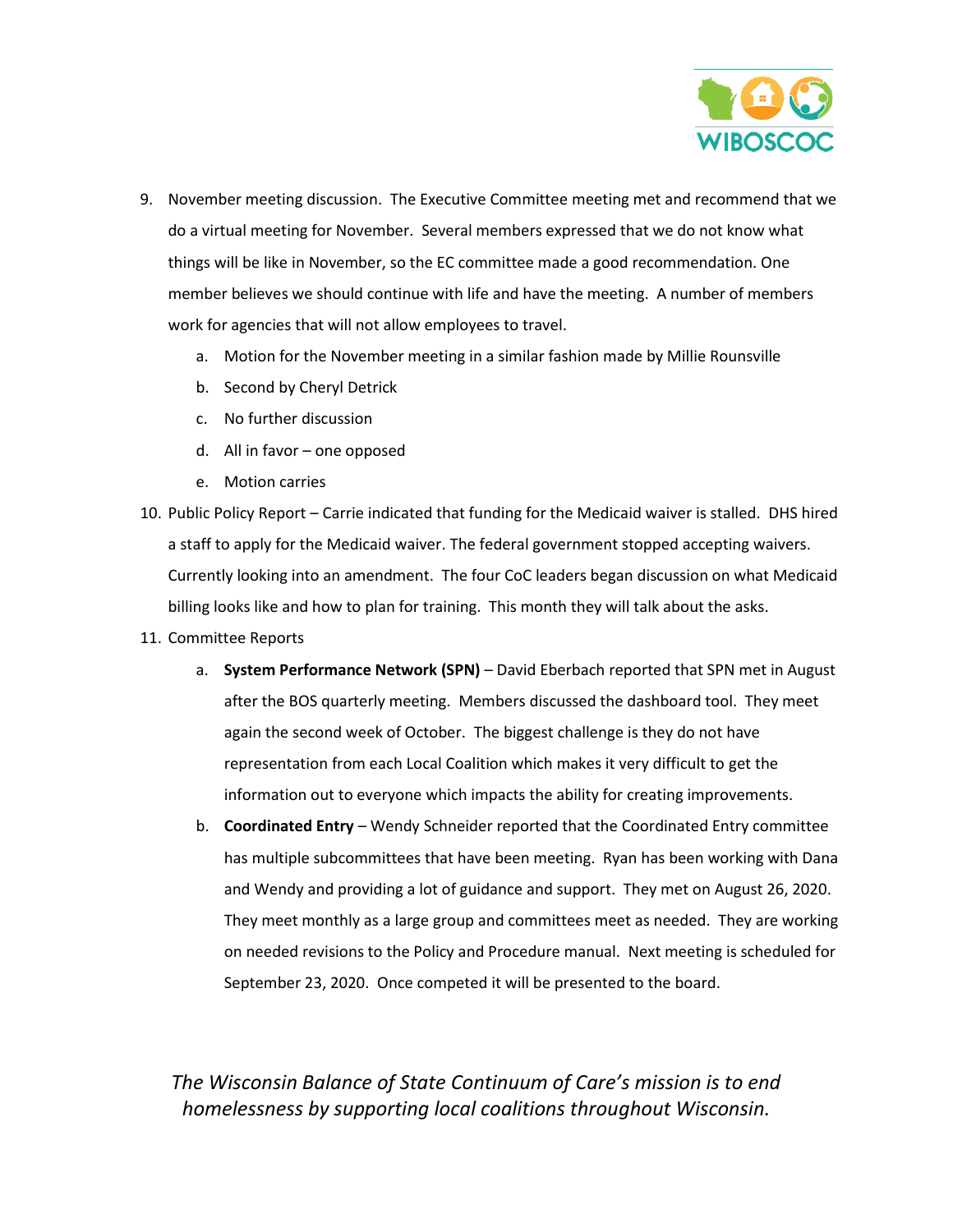9. November meeting discussion. The Executive Committee meeting met and recommend that we do a virtual meeting for November. Several members expressed that we do not know what things will be like in November, so the EC committee made a good recommendation. One member believes we should continue with life and have the meeting. A number of members work for agencies that will not allow employees to travel.
    a. Motion for the November meeting in a similar fashion made by Millie Rounsville
    b. Second by Cheryl Detrick
    c. No further discussion
    d. All in favor – one opposed
    e. Motion carries
10. Public Policy Report – Carrie indicated that funding for the Medicaid waiver is stalled. DHS hired a staff to apply for the Medicaid waiver. The federal government stopped accepting waivers. Currently looking into an amendment. The four CoC leaders began discussion on what Medicaid billing looks like and how to plan for training. This month they will talk about the asks.
11. Committee Reports
    a. **System Performance Network (SPN)** – David Eberbach reported that SPN met in August after the BOS quarterly meeting. Members discussed the dashboard tool. They meet again the second week of October. The biggest challenge is they do not have representation from each Local Coalition which makes it very difficult to get the information out to everyone which impacts the ability for creating improvements.
    b. **Coordinated Entry** – Wendy Schneider reported that the Coordinated Entry committee has multiple subcommittees that have been meeting. Ryan has been working with Dana and Wendy and providing a lot of guidance and support. They met on August 26, 2020. They meet monthly as a large group and committees meet as needed. They are working on needed revisions to the Policy and Procedure manual. Next meeting is scheduled for September 23, 2020. Once competed it will be presented to the board.

*The Wisconsin Balance of State Continuum of Care's mission is to end homelessness by supporting local coalitions throughout Wisconsin.*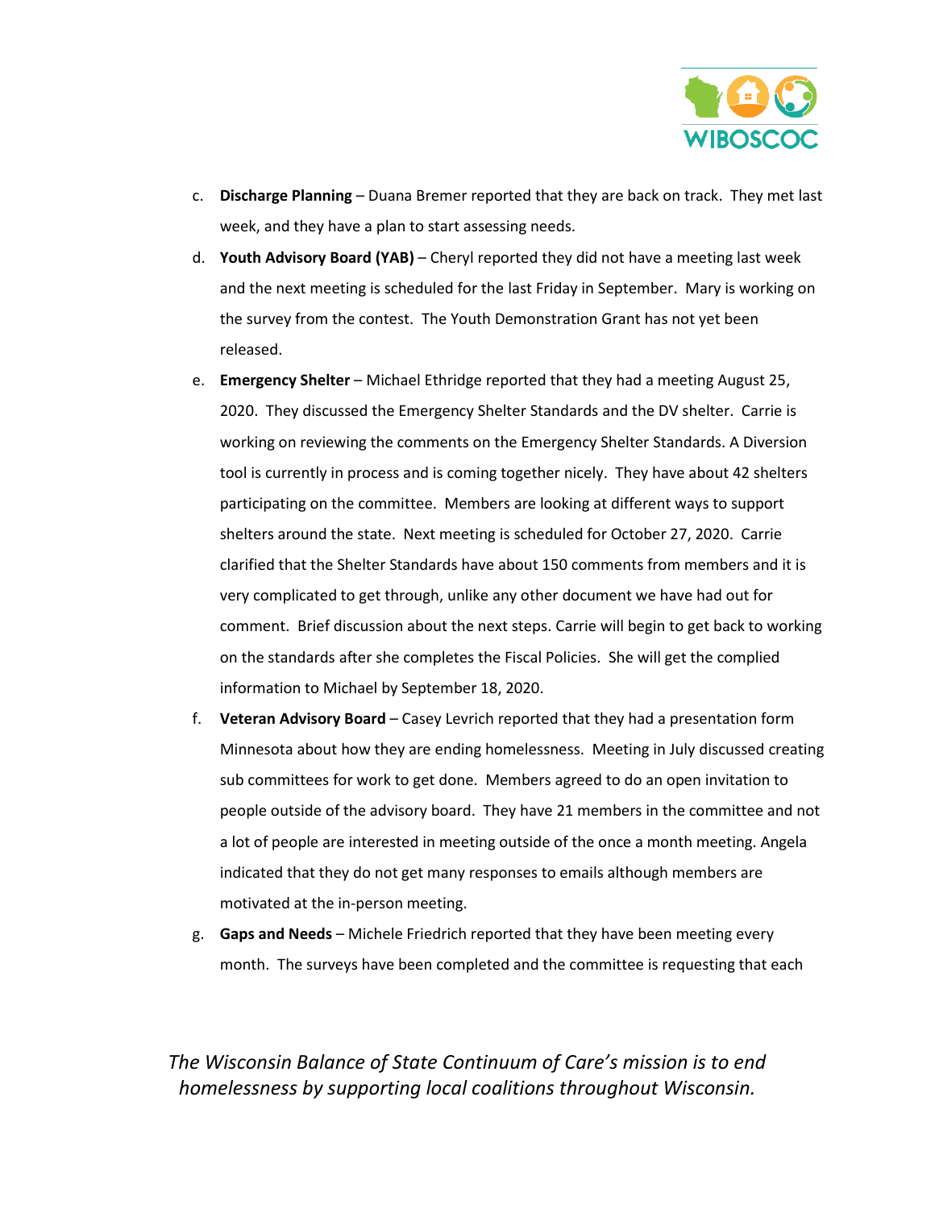c. **Discharge Planning** – Duana Bremer reported that they are back on track. They met last week, and they have a plan to start assessing needs.

d. **Youth Advisory Board (YAB)** – Cheryl reported they did not have a meeting last week and the next meeting is scheduled for the last Friday in September. Mary is working on the survey from the contest. The Youth Demonstration Grant has not yet been released.

e. **Emergency Shelter** – Michael Ethridge reported that they had a meeting August 25, 2020. They discussed the Emergency Shelter Standards and the DV shelter. Carrie is working on reviewing the comments on the Emergency Shelter Standards. A Diversion tool is currently in process and is coming together nicely. They have about 42 shelters participating on the committee. Members are looking at different ways to support shelters around the state. Next meeting is scheduled for October 27, 2020. Carrie clarified that the Shelter Standards have about 150 comments from members and it is very complicated to get through, unlike any other document we have had out for comment. Brief discussion about the next steps. Carrie will begin to get back to working on the standards after she completes the Fiscal Policies. She will get the complied information to Michael by September 18, 2020.

f. **Veteran Advisory Board** – Casey Levrich reported that they had a presentation form Minnesota about how they are ending homelessness. Meeting in July discussed creating sub committees for work to get done. Members agreed to do an open invitation to people outside of the advisory board. They have 21 members in the committee and not a lot of people are interested in meeting outside of the once a month meeting. Angela indicated that they do not get many responses to emails although members are motivated at the in-person meeting.

g. **Gaps and Needs** – Michele Friedrich reported that they have been meeting every month. The surveys have been completed and the committee is requesting that each

*The Wisconsin Balance of State Continuum of Care's mission is to end homelessness by supporting local coalitions throughout Wisconsin.*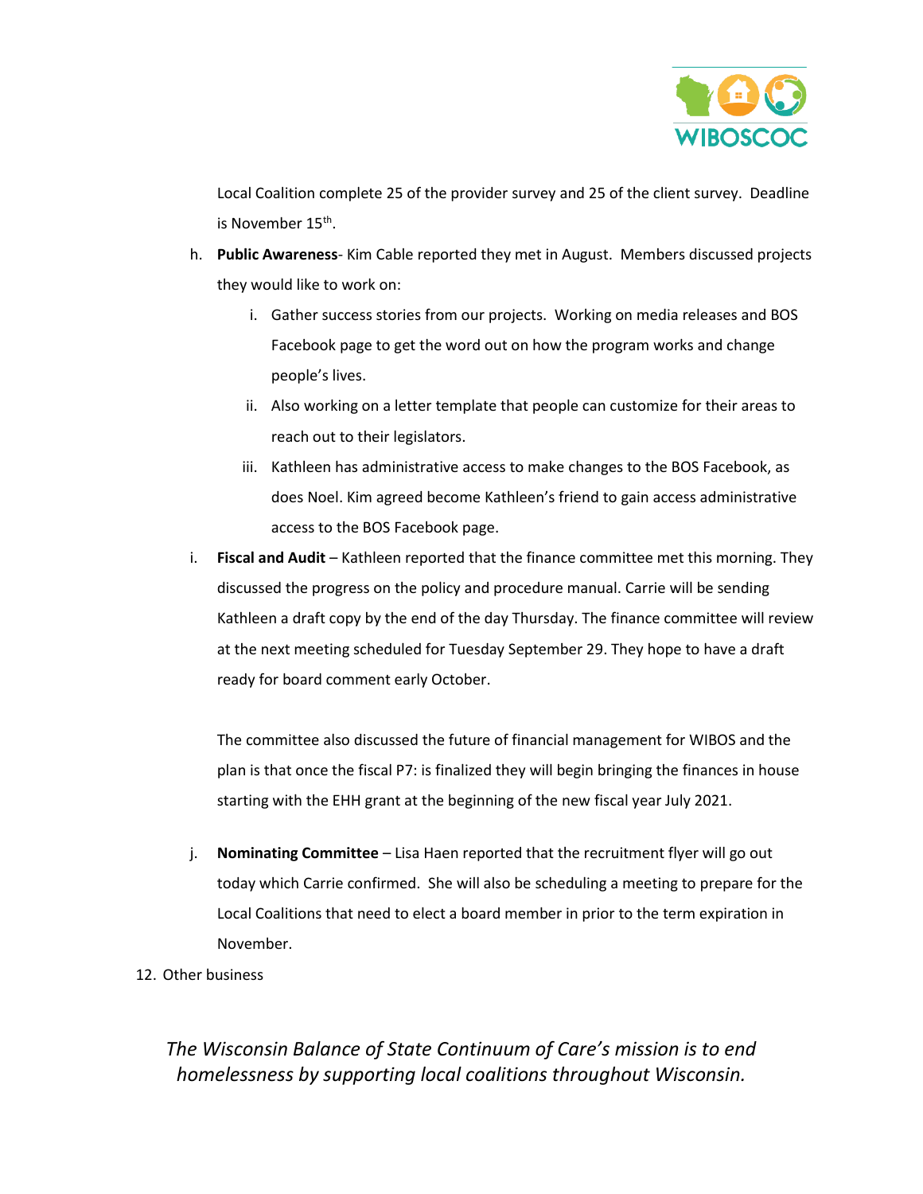Local Coalition complete 25 of the provider survey and 25 of the client survey. Deadline is November 15th.

h. **Public Awareness**- Kim Cable reported they met in August. Members discussed projects they would like to work on:
    i. Gather success stories from our projects. Working on media releases and BOS Facebook page to get the word out on how the program works and change people's lives.
    ii. Also working on a letter template that people can customize for their areas to reach out to their legislators.
    iii. Kathleen has administrative access to make changes to the BOS Facebook, as does Noel. Kim agreed become Kathleen's friend to gain access administrative access to the BOS Facebook page.

i. **Fiscal and Audit** – Kathleen reported that the finance committee met this morning. They discussed the progress on the policy and procedure manual. Carrie will be sending Kathleen a draft copy by the end of the day Thursday. The finance committee will review at the next meeting scheduled for Tuesday September 29. They hope to have a draft ready for board comment early October.

   The committee also discussed the future of financial management for WIBOS and the plan is that once the fiscal P7: is finalized they will begin bringing the finances in house starting with the EHH grant at the beginning of the new fiscal year July 2021.

j. **Nominating Committee** – Lisa Haen reported that the recruitment flyer will go out today which Carrie confirmed. She will also be scheduling a meeting to prepare for the Local Coalitions that need to elect a board member in prior to the term expiration in November.

12. Other business

*The Wisconsin Balance of State Continuum of Care's mission is to end homelessness by supporting local coalitions throughout Wisconsin.*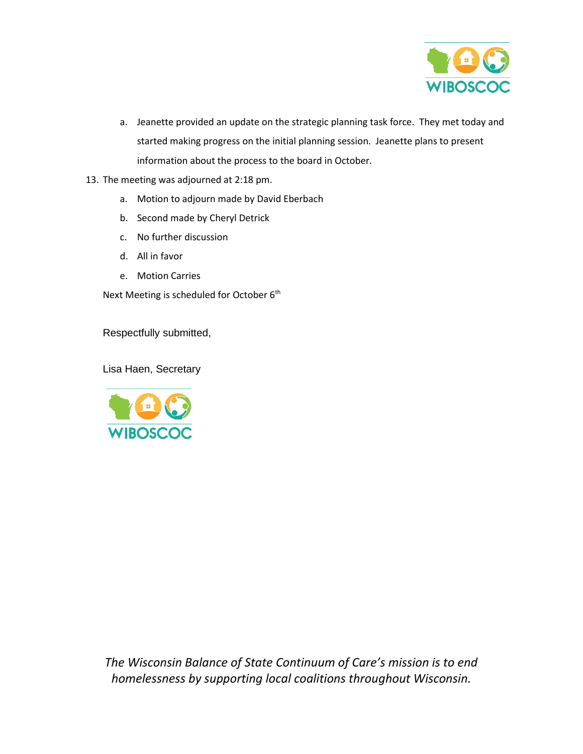a. Jeanette provided an update on the strategic planning task force. They met today and started making progress on the initial planning session. Jeanette plans to present information about the process to the board in October.

13. The meeting was adjourned at 2:18 pm.
    a. Motion to adjourn made by David Eberbach
    b. Second made by Cheryl Detrick
    c. No further discussion
    d. All in favor
    e. Motion Carries

Next Meeting is scheduled for October 6th

Respectfully submitted,

Lisa Haen, Secretary

WIBOSCOC

*The Wisconsin Balance of State Continuum of Care's mission is to end homelessness by supporting local coalitions throughout Wisconsin.*